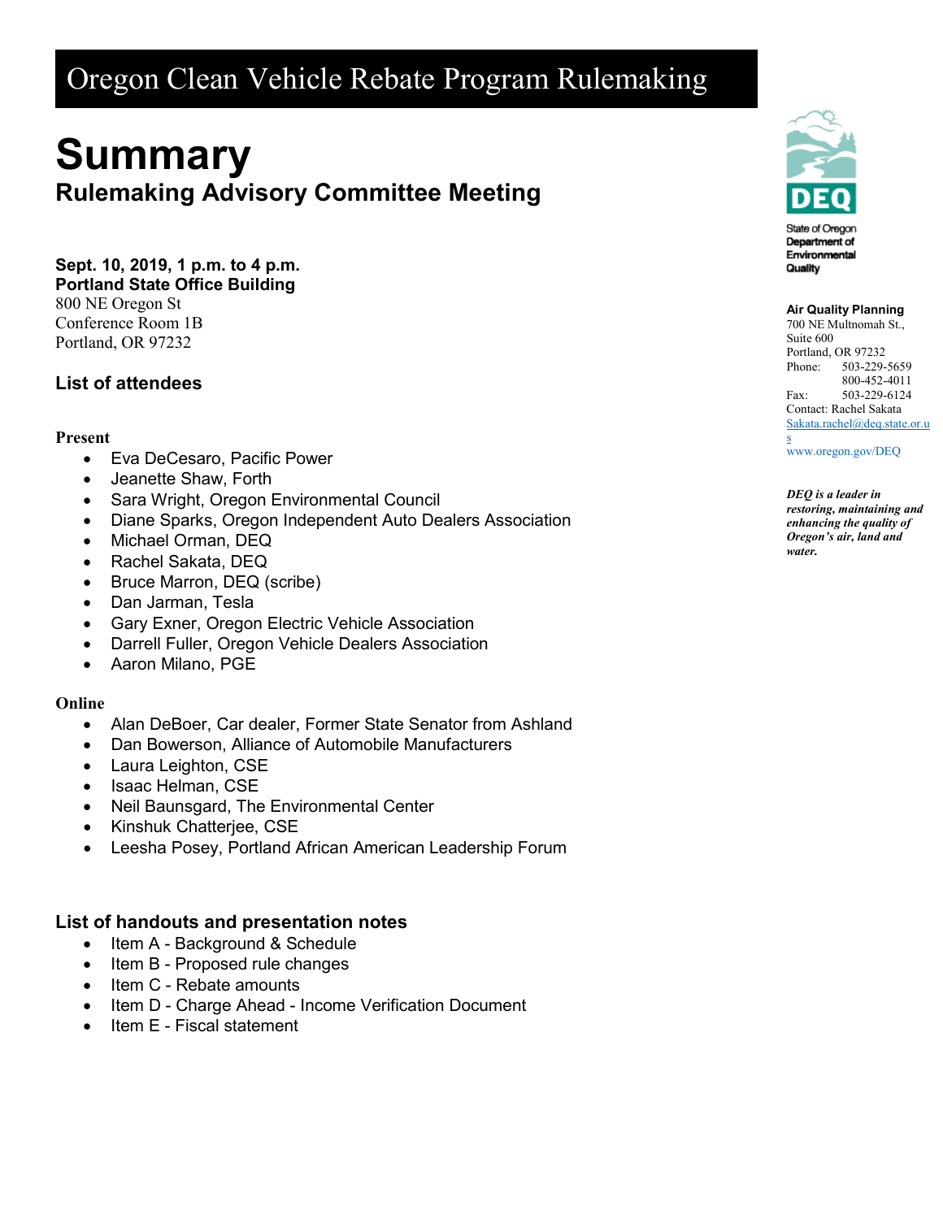# Oregon Clean Vehicle Rebate Program Rulemaking

# Summary

## Rulemaking Advisory Committee Meeting

**Sept. 10, 2019, 1 p.m. to 4 p.m.**
**Portland State Office Building**
800 NE Oregon St
Conference Room 1B
Portland, OR 97232

State of Oregon Department of Environmental Quality

**Air Quality Planning**
700 NE Multnomah St., Suite 600
Portland, OR 97232
Phone: 503-229-5659
800-452-4011
Fax: 503-229-6124
Contact: Rachel Sakata
Sakata.rachel@deq.state.or.us
www.oregon.gov/DEQ

***DEQ is a leader in restoring, maintaining and enhancing the quality of Oregon's air, land and water.***

### List of attendees

**Present**

- Eva DeCesaro, Pacific Power
- Jeanette Shaw, Forth
- Sara Wright, Oregon Environmental Council
- Diane Sparks, Oregon Independent Auto Dealers Association
- Michael Orman, DEQ
- Rachel Sakata, DEQ
- Bruce Marron, DEQ (scribe)
- Dan Jarman, Tesla
- Gary Exner, Oregon Electric Vehicle Association
- Darrell Fuller, Oregon Vehicle Dealers Association
- Aaron Milano, PGE

**Online**

- Alan DeBoer, Car dealer, Former State Senator from Ashland
- Dan Bowerson, Alliance of Automobile Manufacturers
- Laura Leighton, CSE
- Isaac Helman, CSE
- Neil Baunsgard, The Environmental Center
- Kinshuk Chatterjee, CSE
- Leesha Posey, Portland African American Leadership Forum

### List of handouts and presentation notes

- Item A - Background & Schedule
- Item B - Proposed rule changes
- Item C - Rebate amounts
- Item D - Charge Ahead - Income Verification Document
- Item E - Fiscal statement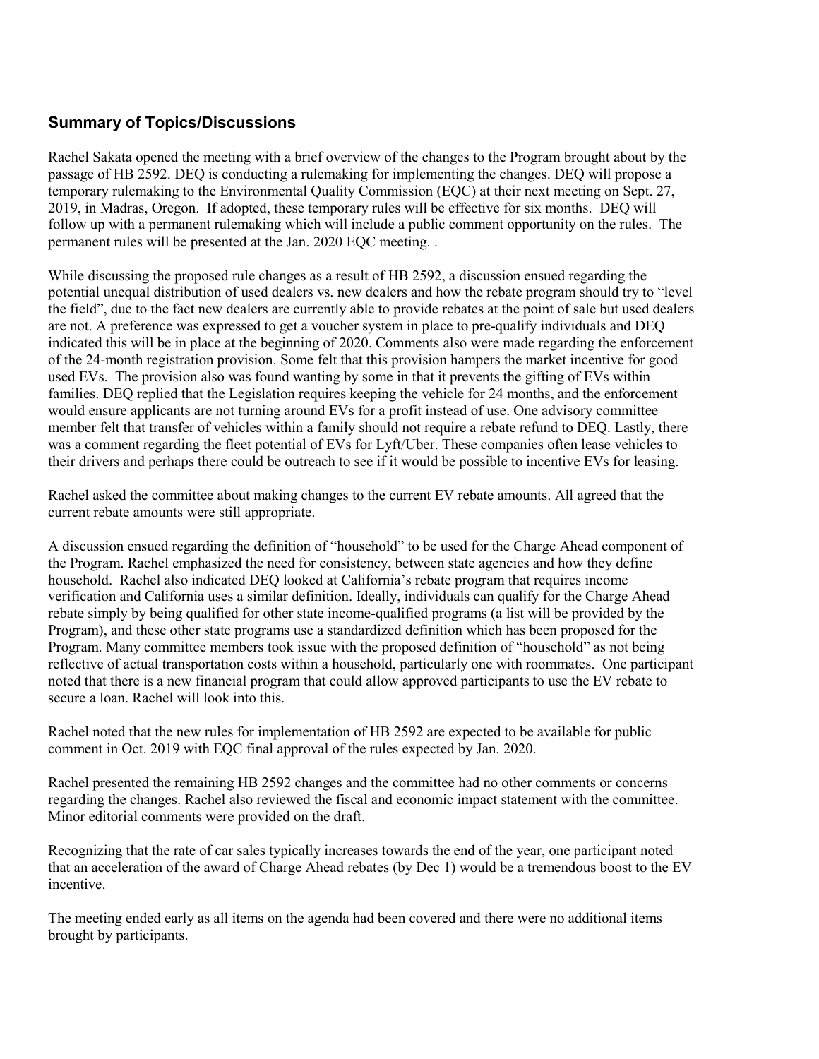## Summary of Topics/Discussions

Rachel Sakata opened the meeting with a brief overview of the changes to the Program brought about by the passage of HB 2592. DEQ is conducting a rulemaking for implementing the changes. DEQ will propose a temporary rulemaking to the Environmental Quality Commission (EQC) at their next meeting on Sept. 27, 2019, in Madras, Oregon. If adopted, these temporary rules will be effective for six months. DEQ will follow up with a permanent rulemaking which will include a public comment opportunity on the rules. The permanent rules will be presented at the Jan. 2020 EQC meeting. .

While discussing the proposed rule changes as a result of HB 2592, a discussion ensued regarding the potential unequal distribution of used dealers vs. new dealers and how the rebate program should try to "level the field", due to the fact new dealers are currently able to provide rebates at the point of sale but used dealers are not. A preference was expressed to get a voucher system in place to pre-qualify individuals and DEQ indicated this will be in place at the beginning of 2020. Comments also were made regarding the enforcement of the 24-month registration provision. Some felt that this provision hampers the market incentive for good used EVs. The provision also was found wanting by some in that it prevents the gifting of EVs within families. DEQ replied that the Legislation requires keeping the vehicle for 24 months, and the enforcement would ensure applicants are not turning around EVs for a profit instead of use. One advisory committee member felt that transfer of vehicles within a family should not require a rebate refund to DEQ. Lastly, there was a comment regarding the fleet potential of EVs for Lyft/Uber. These companies often lease vehicles to their drivers and perhaps there could be outreach to see if it would be possible to incentive EVs for leasing.

Rachel asked the committee about making changes to the current EV rebate amounts. All agreed that the current rebate amounts were still appropriate.

A discussion ensued regarding the definition of "household" to be used for the Charge Ahead component of the Program. Rachel emphasized the need for consistency, between state agencies and how they define household. Rachel also indicated DEQ looked at California's rebate program that requires income verification and California uses a similar definition. Ideally, individuals can qualify for the Charge Ahead rebate simply by being qualified for other state income-qualified programs (a list will be provided by the Program), and these other state programs use a standardized definition which has been proposed for the Program. Many committee members took issue with the proposed definition of "household" as not being reflective of actual transportation costs within a household, particularly one with roommates. One participant noted that there is a new financial program that could allow approved participants to use the EV rebate to secure a loan. Rachel will look into this.

Rachel noted that the new rules for implementation of HB 2592 are expected to be available for public comment in Oct. 2019 with EQC final approval of the rules expected by Jan. 2020.

Rachel presented the remaining HB 2592 changes and the committee had no other comments or concerns regarding the changes. Rachel also reviewed the fiscal and economic impact statement with the committee. Minor editorial comments were provided on the draft.

Recognizing that the rate of car sales typically increases towards the end of the year, one participant noted that an acceleration of the award of Charge Ahead rebates (by Dec 1) would be a tremendous boost to the EV incentive.

The meeting ended early as all items on the agenda had been covered and there were no additional items brought by participants.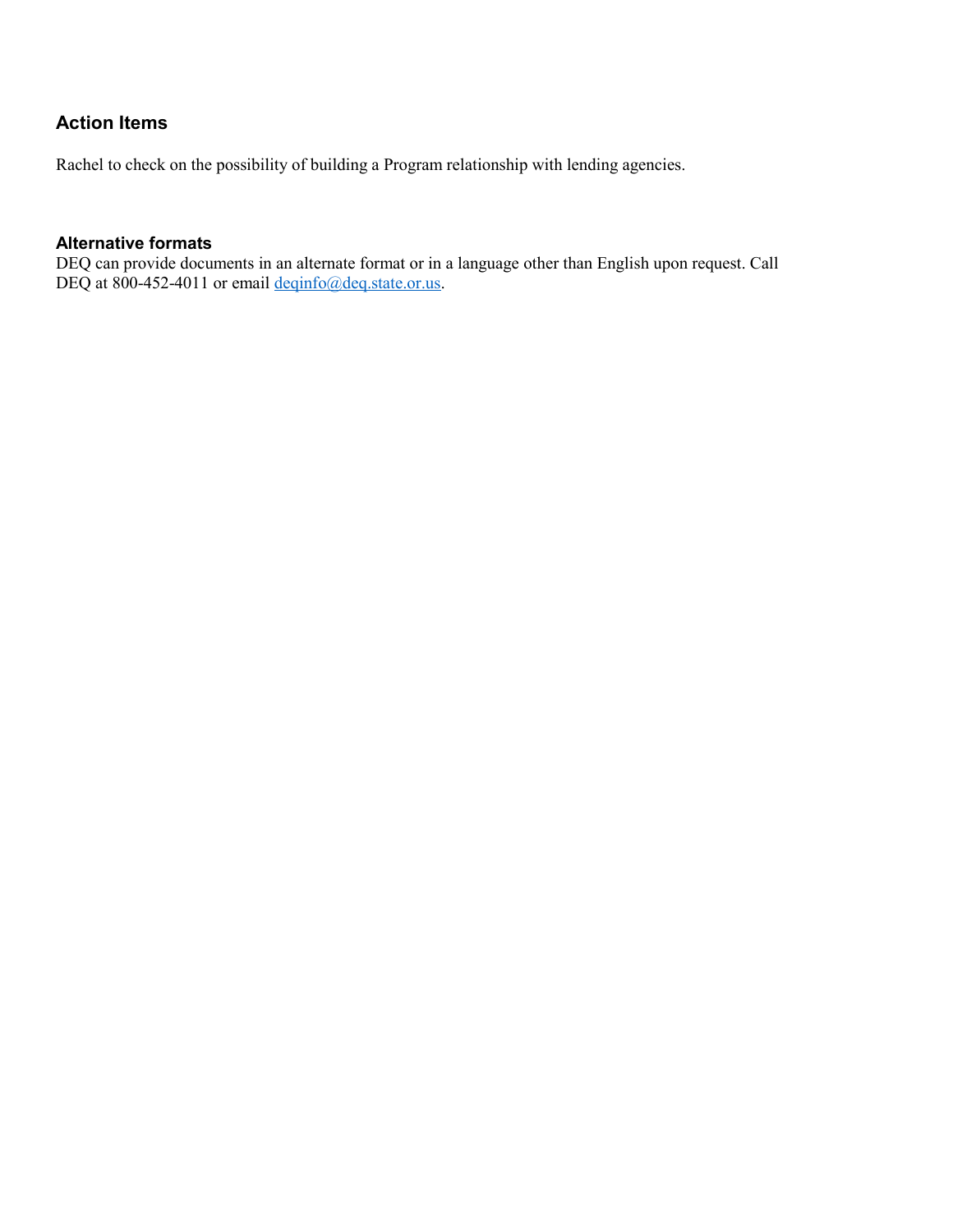## Action Items

Rachel to check on the possibility of building a Program relationship with lending agencies.

## Alternative formats

DEQ can provide documents in an alternate format or in a language other than English upon request. Call DEQ at 800-452-4011 or email [deqinfo@deq.state.or.us](mailto:deqinfo@deq.state.or.us).